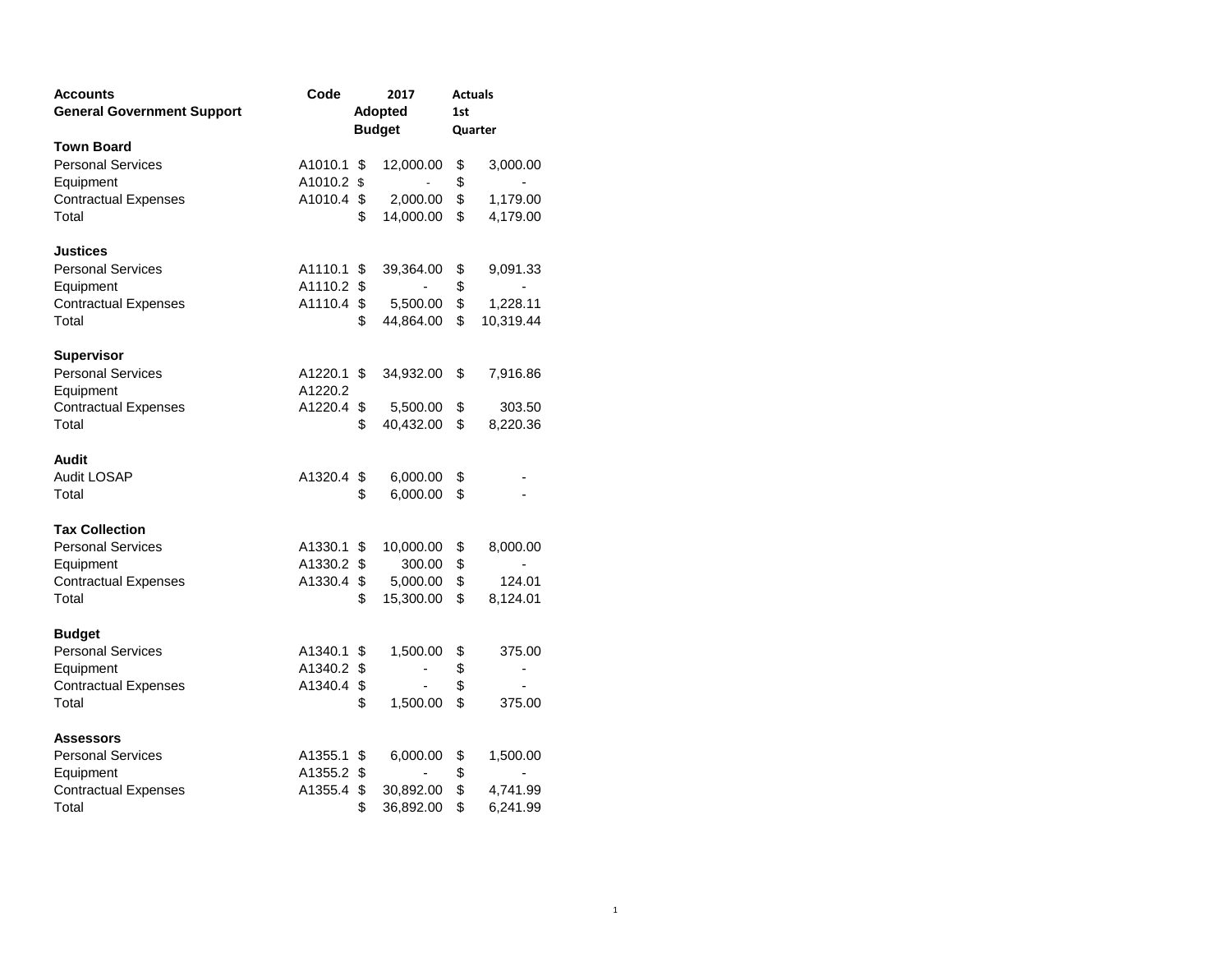| Accounts General Government Support | Code | 2017 Adopted Budget | Actuals 1st Quarter |
|---|---|---|---|
| **Town Board** | | | |
| Personal Services | A1010.1 | $ 12,000.00 | $ 3,000.00 |
| Equipment | A1010.2 | $ - | $ - |
| Contractual Expenses | A1010.4 | $ 2,000.00 | $ 1,179.00 |
| Total | | $ 14,000.00 | $ 4,179.00 |
| | | | |
| **Justices** | | | |
| Personal Services | A1110.1 | $ 39,364.00 | $ 9,091.33 |
| Equipment | A1110.2 | $ - | $ - |
| Contractual Expenses | A1110.4 | $ 5,500.00 | $ 1,228.11 |
| Total | | $ 44,864.00 | $ 10,319.44 |
| | | | |
| **Supervisor** | | | |
| Personal Services | A1220.1 | $ 34,932.00 | $ 7,916.86 |
| Equipment | A1220.2 | | |
| Contractual Expenses | A1220.4 | $ 5,500.00 | $ 303.50 |
| Total | | $ 40,432.00 | $ 8,220.36 |
| | | | |
| **Audit** | | | |
| Audit LOSAP | A1320.4 | $ 6,000.00 | $ - |
| Total | | $ 6,000.00 | $ - |
| | | | |
| **Tax Collection** | | | |
| Personal Services | A1330.1 | $ 10,000.00 | $ 8,000.00 |
| Equipment | A1330.2 | $ 300.00 | $ - |
| Contractual Expenses | A1330.4 | $ 5,000.00 | $ 124.01 |
| Total | | $ 15,300.00 | $ 8,124.01 |
| | | | |
| **Budget** | | | |
| Personal Services | A1340.1 | $ 1,500.00 | $ 375.00 |
| Equipment | A1340.2 | $ - | $ - |
| Contractual Expenses | A1340.4 | $ - | $ - |
| Total | | $ 1,500.00 | $ 375.00 |
| | | | |
| **Assessors** | | | |
| Personal Services | A1355.1 | $ 6,000.00 | $ 1,500.00 |
| Equipment | A1355.2 | $ - | $ - |
| Contractual Expenses | A1355.4 | $ 30,892.00 | $ 4,741.99 |
| Total | | $ 36,892.00 | $ 6,241.99 |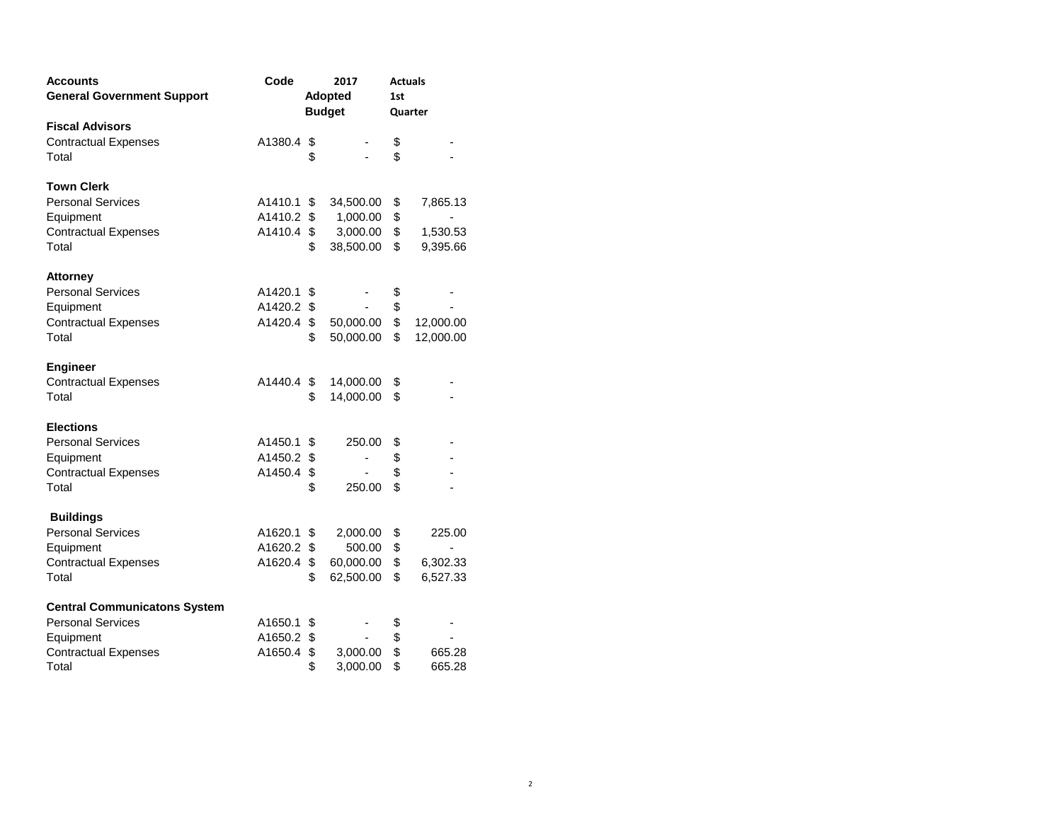| Accounts | Code | 2017 Adopted Budget | Actuals 1st Quarter |
|---|---|---|---|
| **General Government Support** | | | |
| **Fiscal Advisors** | | | |
| Contractual Expenses | A1380.4 | $ - | $ - |
| Total | | $ - | $ - |
| | | | |
| **Town Clerk** | | | |
| Personal Services | A1410.1 | $ 34,500.00 | $ 7,865.13 |
| Equipment | A1410.2 | $ 1,000.00 | $ - |
| Contractual Expenses | A1410.4 | $ 3,000.00 | $ 1,530.53 |
| Total | | $ 38,500.00 | $ 9,395.66 |
| | | | |
| **Attorney** | | | |
| Personal Services | A1420.1 | $ - | $ - |
| Equipment | A1420.2 | $ - | $ - |
| Contractual Expenses | A1420.4 | $ 50,000.00 | $ 12,000.00 |
| Total | | $ 50,000.00 | $ 12,000.00 |
| | | | |
| **Engineer** | | | |
| Contractual Expenses | A1440.4 | $ 14,000.00 | $ - |
| Total | | $ 14,000.00 | $ - |
| | | | |
| **Elections** | | | |
| Personal Services | A1450.1 | $ 250.00 | $ - |
| Equipment | A1450.2 | $ - | $ - |
| Contractual Expenses | A1450.4 | $ - | $ - |
| Total | | $ 250.00 | $ - |
| | | | |
| **Buildings** | | | |
| Personal Services | A1620.1 | $ 2,000.00 | $ 225.00 |
| Equipment | A1620.2 | $ 500.00 | $ - |
| Contractual Expenses | A1620.4 | $ 60,000.00 | $ 6,302.33 |
| Total | | $ 62,500.00 | $ 6,527.33 |
| | | | |
| **Central Communicatons System** | | | |
| Personal Services | A1650.1 | $ - | $ - |
| Equipment | A1650.2 | $ - | $ - |
| Contractual Expenses | A1650.4 | $ 3,000.00 | $ 665.28 |
| Total | | $ 3,000.00 | $ 665.28 |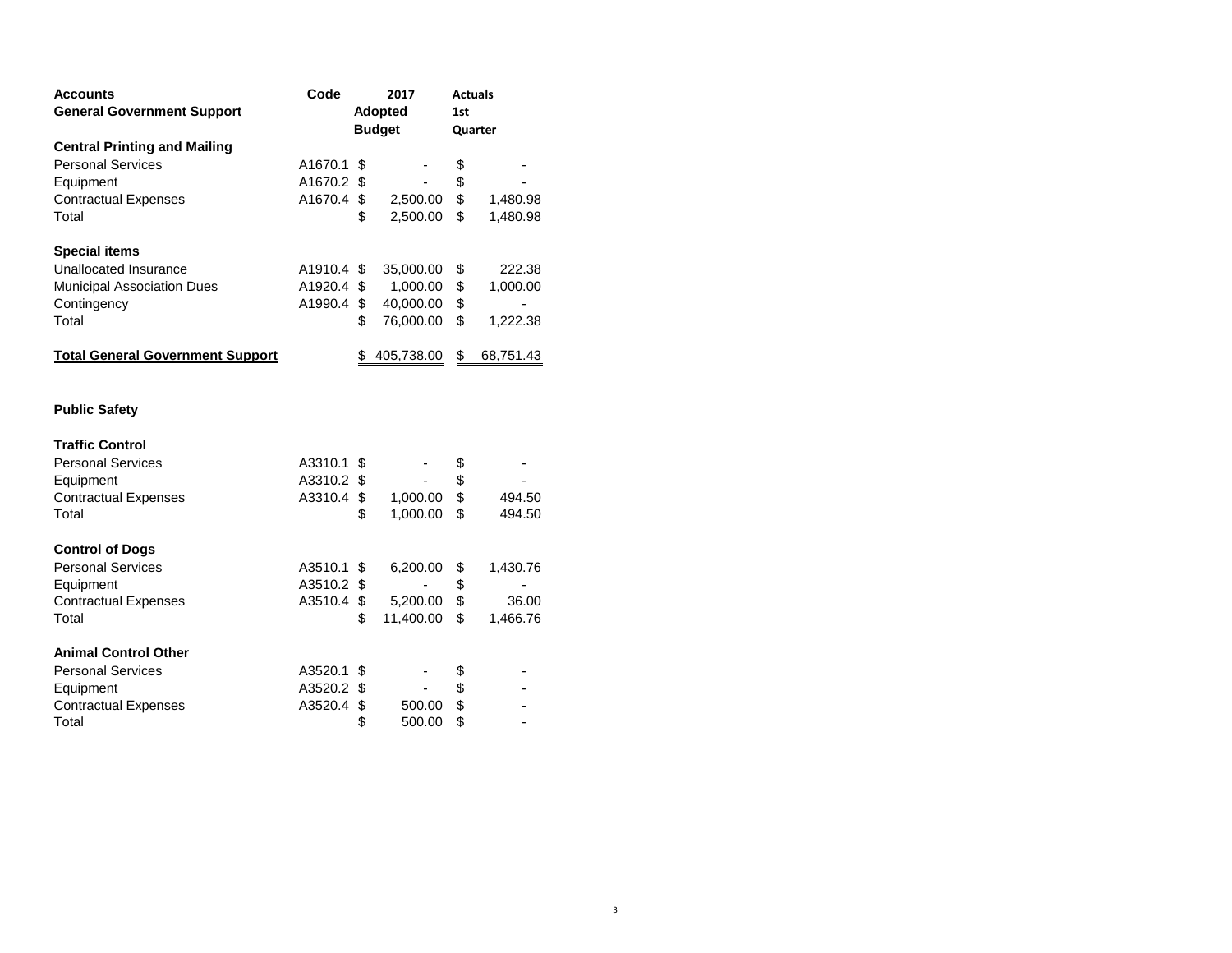| Accounts<br>General Government Support | Code | 2017<br>Adopted<br>Budget | Actuals<br>1st<br>Quarter |
|---|---|---|---|
| **Central Printing and Mailing** | | | |
| Personal Services | A1670.1 | $ - | $ - |
| Equipment | A1670.2 | $ - | $ - |
| Contractual Expenses | A1670.4 | $ 2,500.00 | $ 1,480.98 |
| Total | | $ 2,500.00 | $ 1,480.98 |
| | | | |
| **Special items** | | | |
| Unallocated Insurance | A1910.4 | $ 35,000.00 | $ 222.38 |
| Municipal Association Dues | A1920.4 | $ 1,000.00 | $ 1,000.00 |
| Contingency | A1990.4 | $ 40,000.00 | $ - |
| Total | | $ 76,000.00 | $ 1,222.38 |
| | | | |
| **Total General Government Support** | | $ 405,738.00 | $ 68,751.43 |
| | | | |
| **Public Safety** | | | |
| | | | |
| **Traffic Control** | | | |
| Personal Services | A3310.1 | $ - | $ - |
| Equipment | A3310.2 | $ - | $ - |
| Contractual Expenses | A3310.4 | $ 1,000.00 | $ 494.50 |
| Total | | $ 1,000.00 | $ 494.50 |
| | | | |
| **Control of Dogs** | | | |
| Personal Services | A3510.1 | $ 6,200.00 | $ 1,430.76 |
| Equipment | A3510.2 | $ - | $ - |
| Contractual Expenses | A3510.4 | $ 5,200.00 | $ 36.00 |
| Total | | $ 11,400.00 | $ 1,466.76 |
| | | | |
| **Animal Control Other** | | | |
| Personal Services | A3520.1 | $ - | $ - |
| Equipment | A3520.2 | $ - | $ - |
| Contractual Expenses | A3520.4 | $ 500.00 | $ - |
| Total | | $ 500.00 | $ - |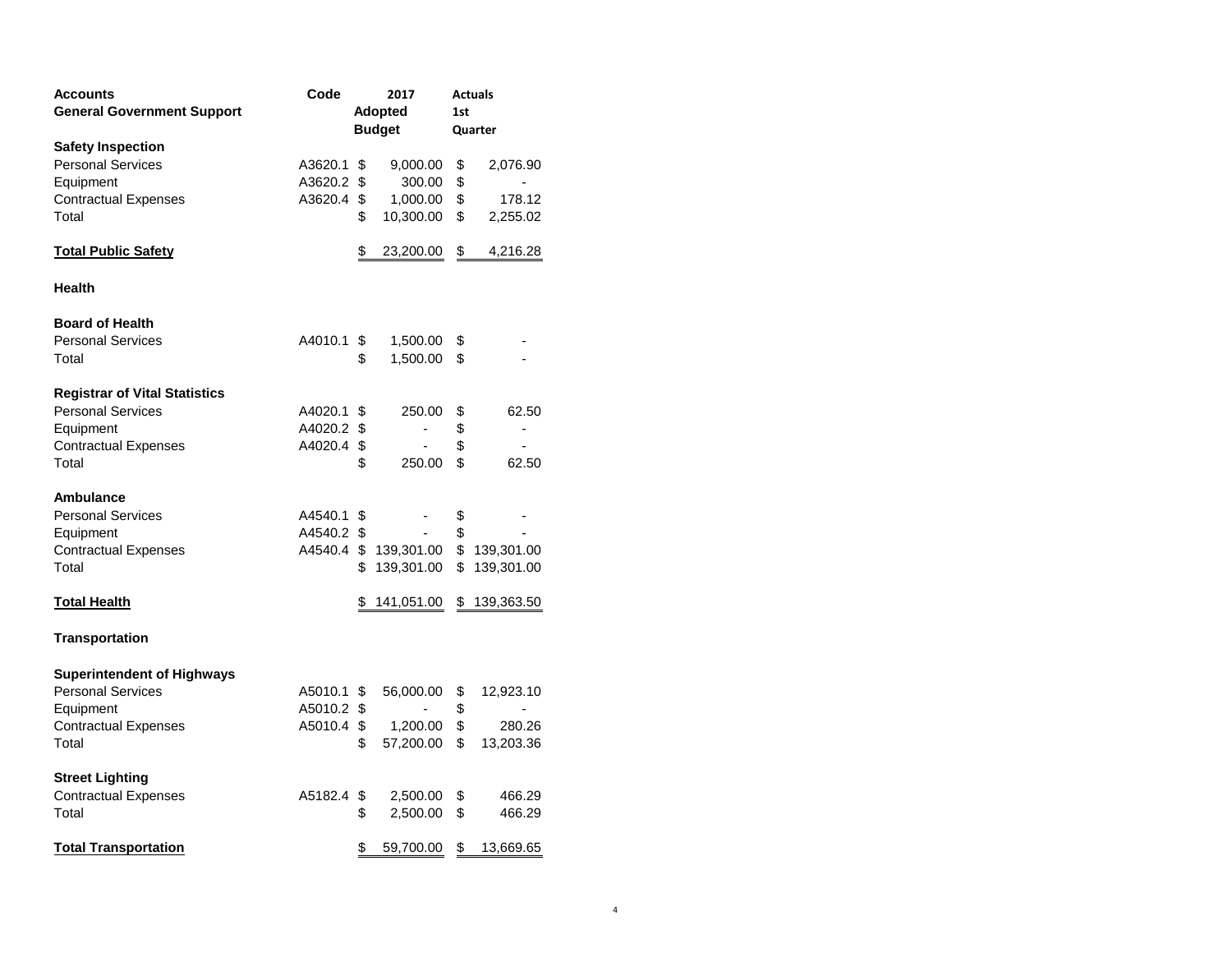| Accounts<br>General Government Support | Code | 2017 Adopted Budget | Actuals 1st Quarter |
|---|---|---|---|
| **Safety Inspection** | | | |
| Personal Services | A3620.1 | $ 9,000.00 | $ 2,076.90 |
| Equipment | A3620.2 | $ 300.00 | $ - |
| Contractual Expenses | A3620.4 | $ 1,000.00 | $ 178.12 |
| Total | | $ 10,300.00 | $ 2,255.02 |
| | | | |
| **Total Public Safety** | | $ 23,200.00 | $ 4,216.28 |
| | | | |
| **Health** | | | |
| | | | |
| **Board of Health** | | | |
| Personal Services | A4010.1 | $ 1,500.00 | $ - |
| Total | | $ 1,500.00 | $ - |
| | | | |
| **Registrar of Vital Statistics** | | | |
| Personal Services | A4020.1 | $ 250.00 | $ 62.50 |
| Equipment | A4020.2 | $ - | $ - |
| Contractual Expenses | A4020.4 | $ - | $ - |
| Total | | $ 250.00 | $ 62.50 |
| | | | |
| **Ambulance** | | | |
| Personal Services | A4540.1 | $ - | $ - |
| Equipment | A4540.2 | $ - | $ - |
| Contractual Expenses | A4540.4 | $ 139,301.00 | $ 139,301.00 |
| Total | | $ 139,301.00 | $ 139,301.00 |
| | | | |
| **Total Health** | | $ 141,051.00 | $ 139,363.50 |
| | | | |
| **Transportation** | | | |
| | | | |
| **Superintendent of Highways** | | | |
| Personal Services | A5010.1 | $ 56,000.00 | $ 12,923.10 |
| Equipment | A5010.2 | $ - | $ - |
| Contractual Expenses | A5010.4 | $ 1,200.00 | $ 280.26 |
| Total | | $ 57,200.00 | $ 13,203.36 |
| | | | |
| **Street Lighting** | | | |
| Contractual Expenses | A5182.4 | $ 2,500.00 | $ 466.29 |
| Total | | $ 2,500.00 | $ 466.29 |
| | | | |
| **Total Transportation** | | $ 59,700.00 | $ 13,669.65 |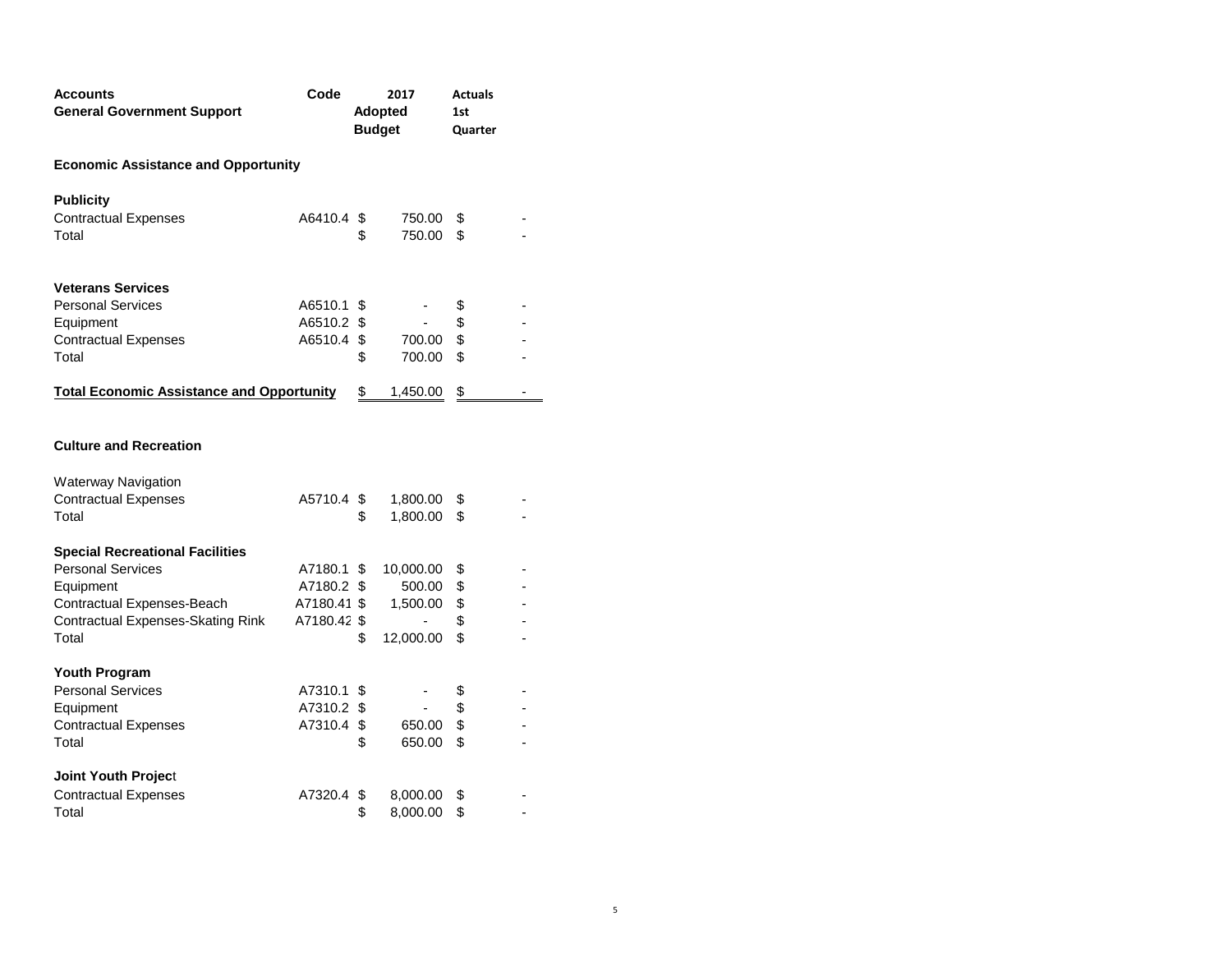| Accounts<br>General Government Support | Code | 2017<br>Adopted<br>Budget | Actuals<br>1st<br>Quarter |
|---|---|---|---|
| **Economic Assistance and Opportunity** | | | |
| **Publicity** | | | |
| Contractual Expenses | A6410.4 | $ 750.00 | $ - |
| Total | | $ 750.00 | $ - |
| **Veterans Services** | | | |
| Personal Services | A6510.1 | $ - | $ - |
| Equipment | A6510.2 | $ - | $ - |
| Contractual Expenses | A6510.4 | $ 700.00 | $ - |
| Total | | $ 700.00 | $ - |
| **Total Economic Assistance and Opportunity** | | $ 1,450.00 | $ - |
| **Culture and Recreation** | | | |
| Waterway Navigation | | | |
| Contractual Expenses | A5710.4 | $ 1,800.00 | $ - |
| Total | | $ 1,800.00 | $ - |
| **Special Recreational Facilities** | | | |
| Personal Services | A7180.1 | $ 10,000.00 | $ - |
| Equipment | A7180.2 | $ 500.00 | $ - |
| Contractual Expenses-Beach | A7180.41 | $ 1,500.00 | $ - |
| Contractual Expenses-Skating Rink | A7180.42 | $ - | $ - |
| Total | | $ 12,000.00 | $ - |
| **Youth Program** | | | |
| Personal Services | A7310.1 | $ - | $ - |
| Equipment | A7310.2 | $ - | $ - |
| Contractual Expenses | A7310.4 | $ 650.00 | $ - |
| Total | | $ 650.00 | $ - |
| **Joint Youth Project** | | | |
| Contractual Expenses | A7320.4 | $ 8,000.00 | $ - |
| Total | | $ 8,000.00 | $ - |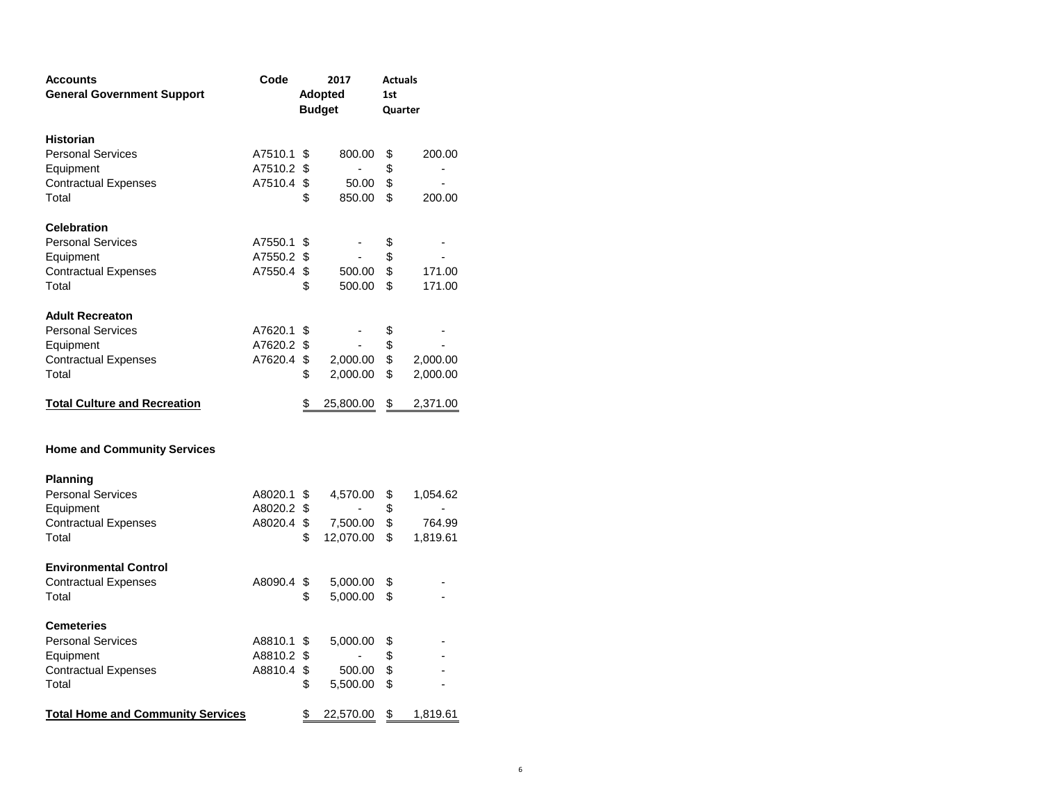| Accounts<br>General Government Support | Code | 2017<br>Adopted<br>Budget | Actuals<br>1st<br>Quarter |
|---|---|---|---|
| **Historian** | | | |
| Personal Services | A7510.1 | $ 800.00 | $ 200.00 |
| Equipment | A7510.2 | $ - | $ - |
| Contractual Expenses | A7510.4 | $ 50.00 | $ - |
| Total | | $ 850.00 | $ 200.00 |
| | | | |
| **Celebration** | | | |
| Personal Services | A7550.1 | $ - | $ - |
| Equipment | A7550.2 | $ - | $ - |
| Contractual Expenses | A7550.4 | $ 500.00 | $ 171.00 |
| Total | | $ 500.00 | $ 171.00 |
| | | | |
| **Adult Recreaton** | | | |
| Personal Services | A7620.1 | $ - | $ - |
| Equipment | A7620.2 | $ - | $ - |
| Contractual Expenses | A7620.4 | $ 2,000.00 | $ 2,000.00 |
| Total | | $ 2,000.00 | $ 2,000.00 |
| | | | |
| **Total Culture and Recreation** | | $ 25,800.00 | $ 2,371.00 |
| | | | |
| **Home and Community Services** | | | |
| | | | |
| **Planning** | | | |
| Personal Services | A8020.1 | $ 4,570.00 | $ 1,054.62 |
| Equipment | A8020.2 | $ - | $ - |
| Contractual Expenses | A8020.4 | $ 7,500.00 | $ 764.99 |
| Total | | $ 12,070.00 | $ 1,819.61 |
| | | | |
| **Environmental Control** | | | |
| Contractual Expenses | A8090.4 | $ 5,000.00 | $ - |
| Total | | $ 5,000.00 | $ - |
| | | | |
| **Cemeteries** | | | |
| Personal Services | A8810.1 | $ 5,000.00 | $ - |
| Equipment | A8810.2 | $ - | $ - |
| Contractual Expenses | A8810.4 | $ 500.00 | $ - |
| Total | | $ 5,500.00 | $ - |
| | | | |
| **Total Home and Community Services** | | $ 22,570.00 | $ 1,819.61 |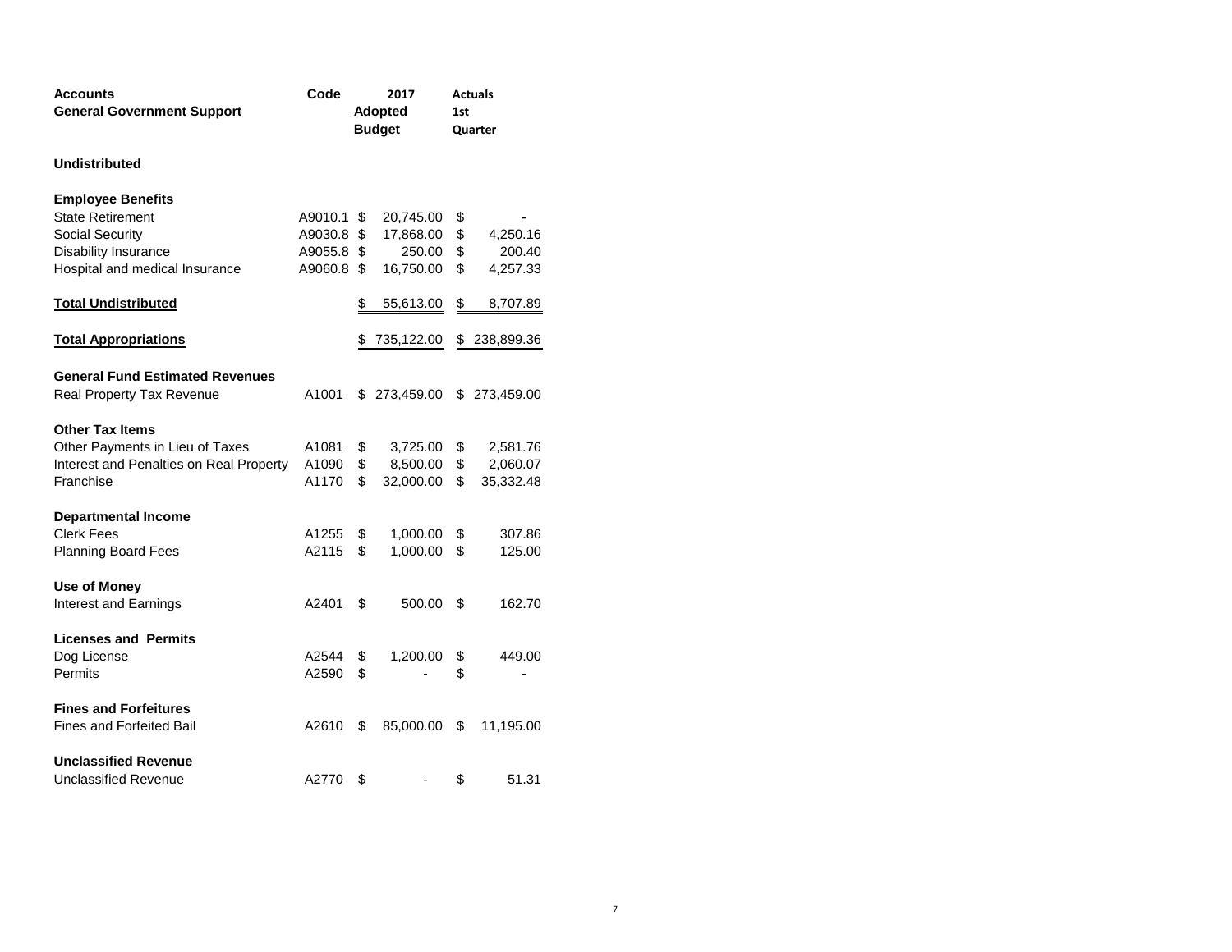| Accounts<br>General Government Support | Code | 2017<br>Adopted<br>Budget | Actuals<br>1st<br>Quarter |
|---|---|---|---|
| **Undistributed** | | | |
| **Employee Benefits** | | | |
| State Retirement | A9010.1 | $ 20,745.00 | $ - |
| Social Security | A9030.8 | $ 17,868.00 | $ 4,250.16 |
| Disability Insurance | A9055.8 | $ 250.00 | $ 200.40 |
| Hospital and medical Insurance | A9060.8 | $ 16,750.00 | $ 4,257.33 |
| **Total Undistributed** | | $ 55,613.00 | $ 8,707.89 |
| **Total Appropriations** | | $ 735,122.00 | $ 238,899.36 |
| **General Fund Estimated Revenues** | | | |
| Real Property Tax Revenue | A1001 | $ 273,459.00 | $ 273,459.00 |
| **Other Tax Items** | | | |
| Other Payments in Lieu of Taxes | A1081 | $ 3,725.00 | $ 2,581.76 |
| Interest and Penalties on Real Property | A1090 | $ 8,500.00 | $ 2,060.07 |
| Franchise | A1170 | $ 32,000.00 | $ 35,332.48 |
| **Departmental Income** | | | |
| Clerk Fees | A1255 | $ 1,000.00 | $ 307.86 |
| Planning Board Fees | A2115 | $ 1,000.00 | $ 125.00 |
| **Use of Money** | | | |
| Interest and Earnings | A2401 | $ 500.00 | $ 162.70 |
| **Licenses and Permits** | | | |
| Dog License | A2544 | $ 1,200.00 | $ 449.00 |
| Permits | A2590 | $ - | $ - |
| **Fines and Forfeitures** | | | |
| Fines and Forfeited Bail | A2610 | $ 85,000.00 | $ 11,195.00 |
| **Unclassified Revenue** | | | |
| Unclassified Revenue | A2770 | $ - | $ 51.31 |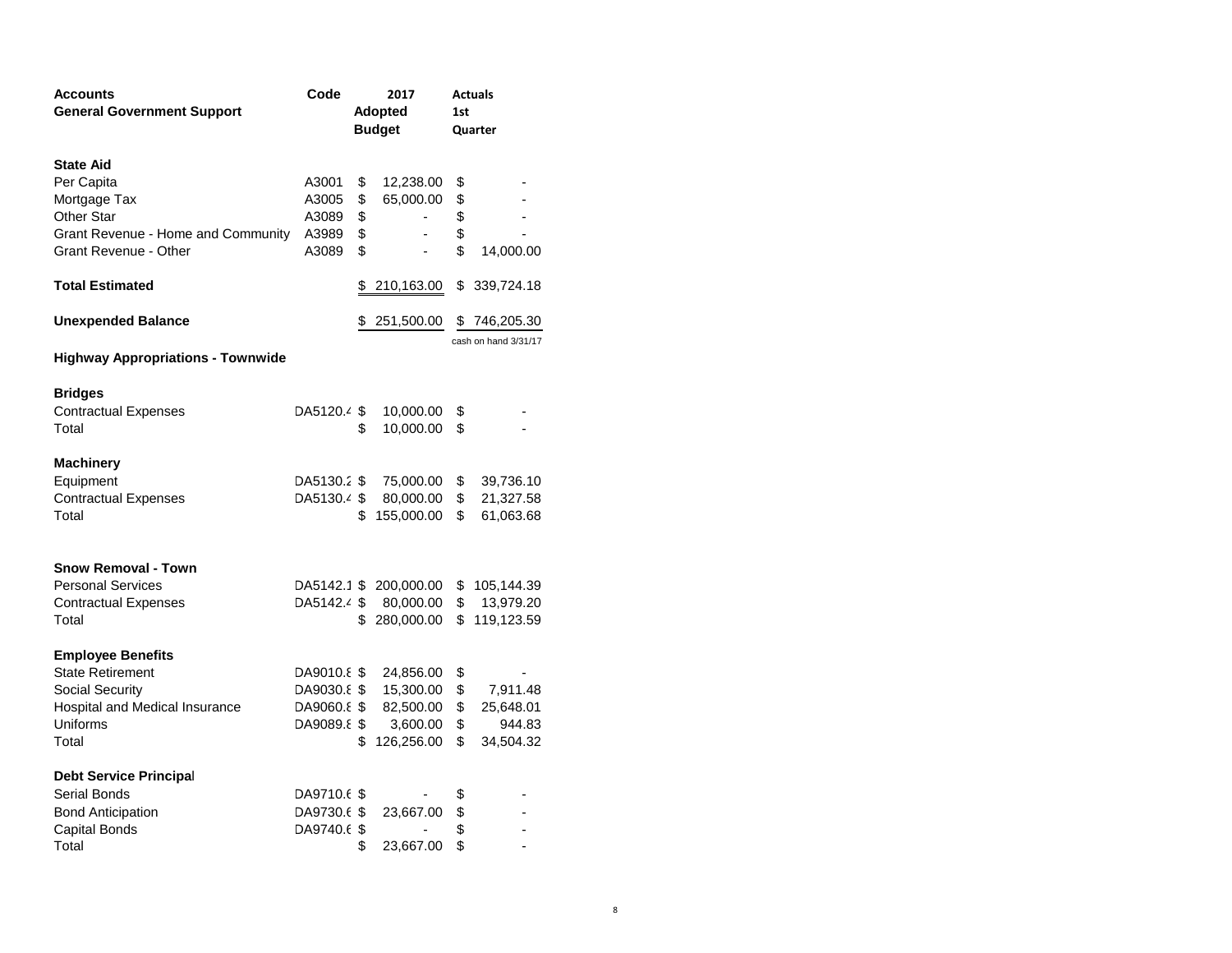| Accounts<br>General Government Support | Code | 2017<br>Adopted<br>Budget | Actuals<br>1st<br>Quarter |
|---|---|---|---|
| **State Aid** | | | |
| Per Capita | A3001 | $ 12,238.00 | $ - |
| Mortgage Tax | A3005 | $ 65,000.00 | $ - |
| Other Star | A3089 | $ - | $ - |
| Grant Revenue - Home and Community | A3989 | $ - | $ - |
| Grant Revenue - Other | A3089 | $ - | $ 14,000.00 |
| **Total Estimated** | | $ 210,163.00 | $ 339,724.18 |
| **Unexpended Balance** | | $ 251,500.00 | $ 746,205.30<br>cash on hand 3/31/17 |
| **Highway Appropriations - Townwide** | | | |
| **Bridges** | | | |
| Contractual Expenses | DA5120.4 | $ 10,000.00 | $ - |
| Total | | $ 10,000.00 | $ - |
| **Machinery** | | | |
| Equipment | DA5130.2 | $ 75,000.00 | $ 39,736.10 |
| Contractual Expenses | DA5130.4 | $ 80,000.00 | $ 21,327.58 |
| Total | | $ 155,000.00 | $ 61,063.68 |
| **Snow Removal - Town** | | | |
| Personal Services | DA5142.1 | $ 200,000.00 | $ 105,144.39 |
| Contractual Expenses | DA5142.4 | $ 80,000.00 | $ 13,979.20 |
| Total | | $ 280,000.00 | $ 119,123.59 |
| **Employee Benefits** | | | |
| State Retirement | DA9010.8 | $ 24,856.00 | $ - |
| Social Security | DA9030.8 | $ 15,300.00 | $ 7,911.48 |
| Hospital and Medical Insurance | DA9060.8 | $ 82,500.00 | $ 25,648.01 |
| Uniforms | DA9089.8 | $ 3,600.00 | $ 944.83 |
| Total | | $ 126,256.00 | $ 34,504.32 |
| **Debt Service Principal** | | | |
| Serial Bonds | DA9710.6 | $ - | $ - |
| Bond Anticipation | DA9730.6 | $ 23,667.00 | $ - |
| Capital Bonds | DA9740.6 | $ - | $ - |
| Total | | $ 23,667.00 | $ - |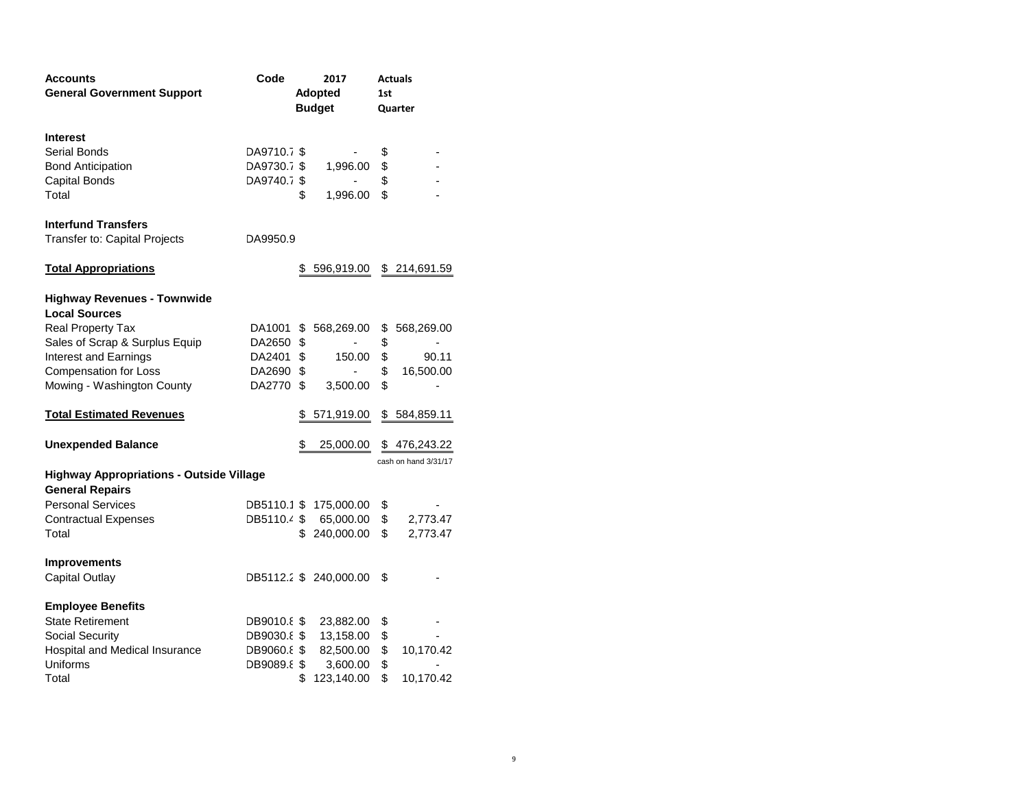| Accounts<br>General Government Support | Code | 2017<br>Adopted<br>Budget | Actuals<br>1st<br>Quarter |
|---|---|---|---|
| **Interest** | | | |
| Serial Bonds | DA9710.7 | $ - | $ - |
| Bond Anticipation | DA9730.7 | $ 1,996.00 | $ - |
| Capital Bonds | DA9740.7 | $ - | $ - |
| Total | | $ 1,996.00 | $ - |
| **Interfund Transfers** | | | |
| Transfer to: Capital Projects | DA9950.9 | | |
| **Total Appropriations** | | $ 596,919.00 | $ 214,691.59 |
| **Highway Revenues - Townwide** | | | |
| **Local Sources** | | | |
| Real Property Tax | DA1001 | $ 568,269.00 | $ 568,269.00 |
| Sales of Scrap & Surplus Equip | DA2650 | $ - | $ - |
| Interest and Earnings | DA2401 | $ 150.00 | $ 90.11 |
| Compensation for Loss | DA2690 | $ - | $ 16,500.00 |
| Mowing - Washington County | DA2770 | $ 3,500.00 | $ - |
| **Total Estimated Revenues** | | $ 571,919.00 | $ 584,859.11 |
| **Unexpended Balance** | | $ 25,000.00 | $ 476,243.22<br>cash on hand 3/31/17 |
| **Highway Appropriations - Outside Village** | | | |
| **General Repairs** | | | |
| Personal Services | DB5110.1 | $ 175,000.00 | $ - |
| Contractual Expenses | DB5110.4 | $ 65,000.00 | $ 2,773.47 |
| Total | | $ 240,000.00 | $ 2,773.47 |
| **Improvements** | | | |
| Capital Outlay | DB5112.2 | $ 240,000.00 | $ - |
| **Employee Benefits** | | | |
| State Retirement | DB9010.8 | $ 23,882.00 | $ - |
| Social Security | DB9030.8 | $ 13,158.00 | $ - |
| Hospital and Medical Insurance | DB9060.8 | $ 82,500.00 | $ 10,170.42 |
| Uniforms | DB9089.8 | $ 3,600.00 | $ - |
| Total | | $ 123,140.00 | $ 10,170.42 |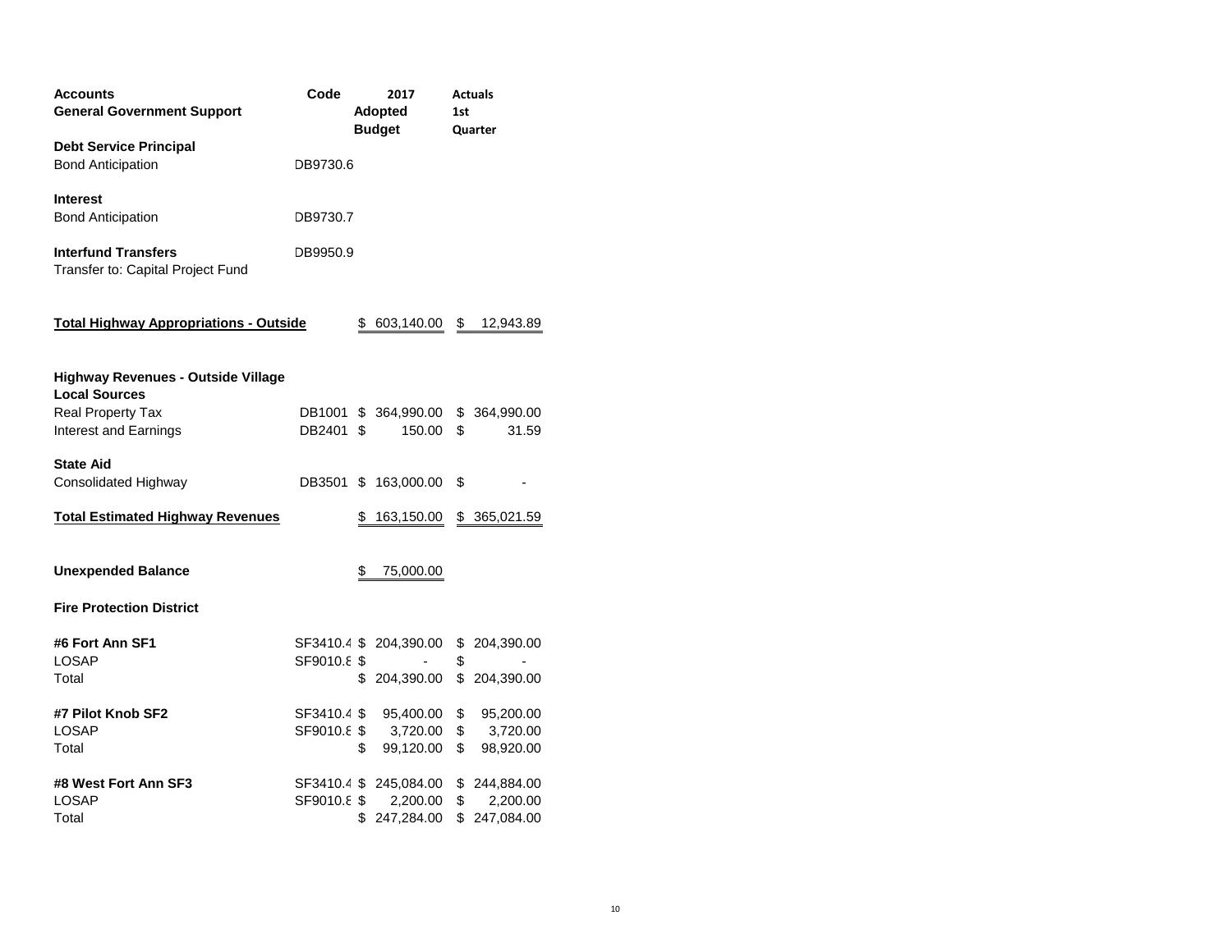| Accounts<br>**General Government Support** | Code | 2017 Adopted Budget | Actuals 1st Quarter |
|---|---|---|---|
| **Debt Service Principal** | | | |
| Bond Anticipation | DB9730.6 | | |
| **Interest** | | | |
| Bond Anticipation | DB9730.7 | | |
| **Interfund Transfers** | DB9950.9 | | |
| Transfer to: Capital Project Fund | | | |
| **Total Highway Appropriations - Outside** | | $ 603,140.00 | $ 12,943.89 |
| **Highway Revenues - Outside Village** | | | |
| **Local Sources** | | | |
| Real Property Tax | DB1001 | $ 364,990.00 | $ 364,990.00 |
| Interest and Earnings | DB2401 | $ 150.00 | $ 31.59 |
| **State Aid** | | | |
| Consolidated Highway | DB3501 | $ 163,000.00 | $ - |
| **Total Estimated Highway Revenues** | | $ 163,150.00 | $ 365,021.59 |
| **Unexpended Balance** | | $ 75,000.00 | |
| **Fire Protection District** | | | |
| **#6 Fort Ann SF1** | SF3410.4 | $ 204,390.00 | $ 204,390.00 |
| LOSAP | SF9010.8 | $ - | $ - |
| Total | | $ 204,390.00 | $ 204,390.00 |
| **#7 Pilot Knob SF2** | SF3410.4 | $ 95,400.00 | $ 95,200.00 |
| LOSAP | SF9010.8 | $ 3,720.00 | $ 3,720.00 |
| Total | | $ 99,120.00 | $ 98,920.00 |
| **#8 West Fort Ann SF3** | SF3410.4 | $ 245,084.00 | $ 244,884.00 |
| LOSAP | SF9010.8 | $ 2,200.00 | $ 2,200.00 |
| Total | | $ 247,284.00 | $ 247,084.00 |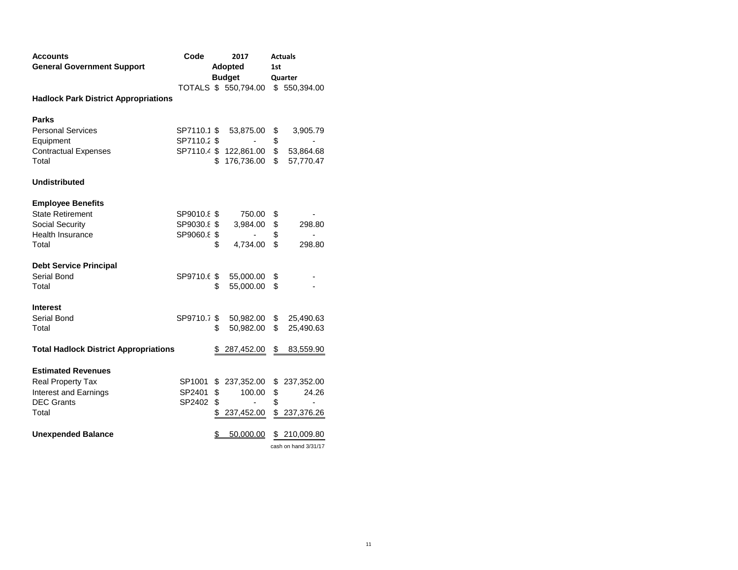| Accounts<br>General Government Support | Code | 2017<br>Adopted<br>Budget | Actuals<br>1st<br>Quarter |
|---|---|---|---|
| | TOTALS | $ 550,794.00 | $ 550,394.00 |
| **Hadlock Park District Appropriations** | | | |
| | | | |
| **Parks** | | | |
| Personal Services | SP7110.1 | $ 53,875.00 | $ 3,905.79 |
| Equipment | SP7110.2 | $ - | $ - |
| Contractual Expenses | SP7110.4 | $ 122,861.00 | $ 53,864.68 |
| Total | | $ 176,736.00 | $ 57,770.47 |
| | | | |
| **Undistributed** | | | |
| | | | |
| **Employee Benefits** | | | |
| State Retirement | SP9010.8 | $ 750.00 | $ - |
| Social Security | SP9030.8 | $ 3,984.00 | $ 298.80 |
| Health Insurance | SP9060.8 | $ - | $ - |
| Total | | $ 4,734.00 | $ 298.80 |
| | | | |
| **Debt Service Principal** | | | |
| Serial Bond | SP9710.6 | $ 55,000.00 | $ - |
| Total | | $ 55,000.00 | $ - |
| | | | |
| **Interest** | | | |
| Serial Bond | SP9710.7 | $ 50,982.00 | $ 25,490.63 |
| Total | | $ 50,982.00 | $ 25,490.63 |
| | | | |
| **Total Hadlock District Appropriations** | | $ 287,452.00 | $ 83,559.90 |
| | | | |
| **Estimated Revenues** | | | |
| Real Property Tax | SP1001 | $ 237,352.00 | $ 237,352.00 |
| Interest and Earnings | SP2401 | $ 100.00 | $ 24.26 |
| DEC Grants | SP2402 | $ - | $ - |
| Total | | $ 237,452.00 | $ 237,376.26 |
| | | | |
| **Unexpended Balance** | | $ 50,000.00 | $ 210,009.80 |
| | | | cash on hand 3/31/17 |